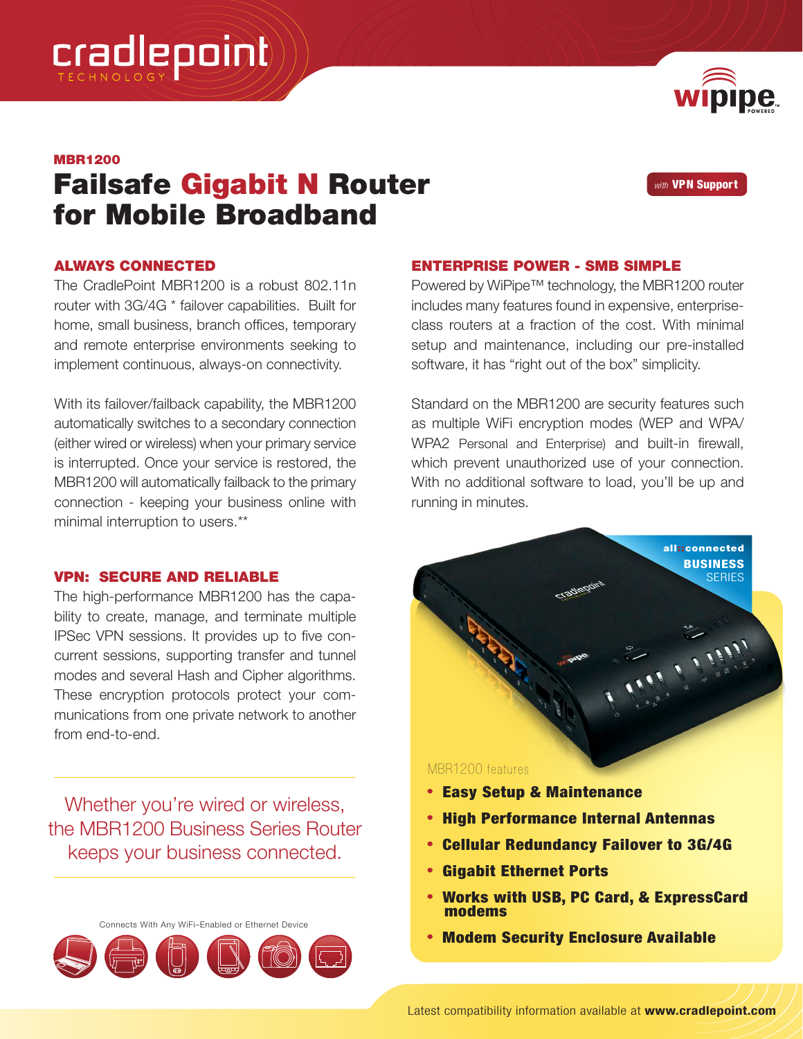cradlepoint TECHNOLOGY

wipipe POWERED

**MBR1200**

# Failsafe Gigabit N Router for Mobile Broadband

*with* **VPN Support**

## ALWAYS CONNECTED

The CradlePoint MBR1200 is a robust 802.11n router with 3G/4G * failover capabilities. Built for home, small business, branch offices, temporary and remote enterprise environments seeking to implement continuous, always-on connectivity.

With its failover/failback capability, the MBR1200 automatically switches to a secondary connection (either wired or wireless) when your primary service is interrupted. Once your service is restored, the MBR1200 will automatically failback to the primary connection - keeping your business online with minimal interruption to users.**

## VPN: SECURE AND RELIABLE

The high-performance MBR1200 has the capability to create, manage, and terminate multiple IPSec VPN sessions. It provides up to five concurrent sessions, supporting transfer and tunnel modes and several Hash and Cipher algorithms. These encryption protocols protect your communications from one private network to another from end-to-end.

Whether you're wired or wireless, the MBR1200 Business Series Router keeps your business connected.

Connects With Any WiFi–Enabled or Ethernet Device

## ENTERPRISE POWER - SMB SIMPLE

Powered by WiPipe™ technology, the MBR1200 router includes many features found in expensive, enterprise-class routers at a fraction of the cost. With minimal setup and maintenance, including our pre-installed software, it has "right out of the box" simplicity.

Standard on the MBR1200 are security features such as multiple WiFi encryption modes (WEP and WPA/WPA2 Personal and Enterprise) and built-in firewall, which prevent unauthorized use of your connection. With no additional software to load, you'll be up and running in minutes.

all::connected **BUSINESS** SERIES

MBR1200 features

- **Easy Setup & Maintenance**
- **High Performance Internal Antennas**
- **Cellular Redundancy Failover to 3G/4G**
- **Gigabit Ethernet Ports**
- **Works with USB, PC Card, & ExpressCard modems**
- **Modem Security Enclosure Available**

Latest compatibility information available at **www.cradlepoint.com**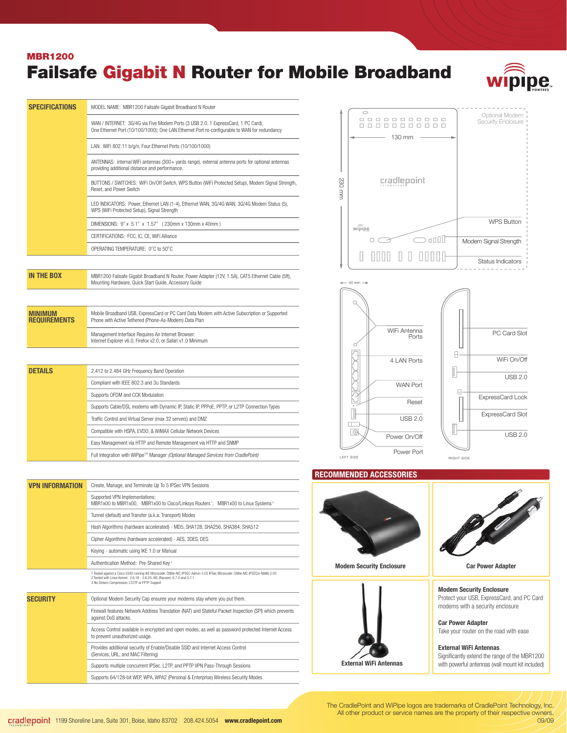**MBR1200**

# Failsafe Gigabit N Router for Mobile Broadband

| | |
|---|---|
| **SPECIFICATIONS** | MODEL NAME: MBR1200 Failsafe Gigabit Broadband N Router |
| | WAN / INTERNET: 3G/4G via Five Modem Ports (3 USB 2.0, 1 ExpressCard, 1 PC Card); One Ethernet Port (10/100/1000); One LAN Ethernet Port re-configurable to WAN for redundancy |
| | LAN: WiFi 802.11 b/g/n, Four Ethernet Ports (10/100/1000) |
| | ANTENNAS: internal WiFi antennas (300+ yards range), external antenna ports for optional antennas providing additional distance and performance. |
| | BUTTONS / SWITCHES: WiFi On/Off Switch, WPS Button (WiFi Protected Setup), Modem Signal Strength, Reset, and Power Switch |
| | LED INDICATORS: Power, Ethernet LAN (1-4), Ethernet WAN, 3G/4G WAN, 3G/4G Modem Status (5), WPS (WiFi Protected Setup), Signal Strength |
| | DIMENSIONS: 9" x 5.1" x 1.57" (230mm x 130mm x 40mm) |
| | CERTIFICATIONS: FCC, IC, CE, WiFi Alliance |
| | OPERATING TEMPERATURE: 0°C to 50°C |

| | |
|---|---|
| **IN THE BOX** | MBR1200 Failsafe Gigabit Broadband N Router, Power Adapter (12V, 1.5A), CAT5 Ethernet Cable (5ft), Mounting Hardware, Quick Start Guide, Accessory Guide |

| | |
|---|---|
| **MINIMUM REQUIREMENTS** | Mobile Broadband USB, ExpressCard or PC Card Data Modem with Active Subscription or Supported Phone with Active Tethered (Phone-As-Modem) Data Plan |
| | Management Interface Requires An Internet Browser: Internet Explorer v6.0, Firefox v2.0, or Safari v1.0 Minimum |

| | |
|---|---|
| **DETAILS** | 2.412 to 2.484 GHz Frequency Band Operation |
| | Compliant with IEEE 802.3 and 3u Standards |
| | Supports OFDM and CCK Modulation |
| | Supports Cable/DSL modems with Dynamic IP, Static IP, PPPoE, PPTP, or L2TP Connection Types |
| | Traffic Control and Virtual Server (max 32 servers) and DMZ |
| | Compatible with HSPA, EVDO, & WiMAX Cellular Network Devices |
| | Easy Management via HTTP and Remote Management via HTTP and SNMP |
| | Full Integration with WiPipe™ Manager *(Optional Managed Services from CradlePoint)* |

| | |
|---|---|
| **VPN INFORMATION** | Create, Manage, and Terminate Up To 5 IPSec VPN Sessions |
| | Supported VPN Implementations: MBR1x00 to MBR1x00, MBR1x00 to Cisco/Linksys Routers [1], MBR1x00 to Linux Systems [2] |
| | Tunnel (default) and Transfer (a.k.a. Transport) Modes |
| | Hash Algorithms (hardware accelerated) - MD5, SHA128, SHA256, SHA384, SHA512 |
| | Cipher Algorithms (hardware accelerated) - AES, 3DES, DES |
| | Keying - automatic using IKE 1.0 or Manual |
| | Authentication Method: Pre-Shared Key [3] |
| | 1 Tested against a Cisco 5500 running IKE Microcode: CNlite-MC-IPSEC-Admin-3.03 IPSec Microcode: CNlite-MC-IPSECm-MAIN-2.03<br>2 Tested with Linux Kernel: 2.6.18 - 2.6.25; IKE (Racoon): 0.7.0 and 0.7.1<br>3 No Stream Compression, LT2TP or PPTP Support |

| | |
|---|---|
| **SECURITY** | Optional Modem Security Cap ensures your modems stay where you put them. |
| | Firewall features Network Address Translation (NAT) and Stateful Packet Inspection (SPI) which prevents against DoS attacks. |
| | Access Control available in encrypted and open modes, as well as password protected Internet Access to prevent unauthorized usage. |
| | Provides additional security of Enable/Disable SSID and Internet Access Control (Services, URL, and MAC Filtering) |
| | Supports multiple concurrent IPSec, L2TP, and PPTP VPN Pass-Through Sessions |
| | Supports 64/128-bit WEP, WPA, WPA2 (Personal & Enterprise) Wireless Security Modes |

130 mm
230 mm
Optional Modem Security Enclosure
WPS Button
Modem Signal Strength
Status Indicators

40 mm
WiFi Antenna Ports
4 LAN Ports
WAN Port
Reset
USB 2.0
Power On/Off
Power Port
LEFT SIDE

PC Card Slot
WiFi On/Off
USB 2.0
ExpressCard Lock
ExpressCard Slot
USB 2.0
RIGHT SIDE

## RECOMMENDED ACCESSORIES

Modem Security Enclosure

Car Power Adapter

External WiFi Antennas

**Modem Security Enclosure**
Protect your USB, ExpressCard, and PC Card modems with a security enclosure

**Car Power Adapter**
Take your router on the road with ease

**External WiFi Antennas**
Significantly extend the range of the MBR1200 with powerful antennas (wall mount kit included)

The CradlePoint and WiPipe logos are trademarks of CradlePoint Technology, Inc. All other product or service names are the property of their respective owners. 09/09

cradlepoint 1199 Shoreline Lane, Suite 301, Boise, Idaho 83702 208.424.5054 **www.cradlepoint.com**